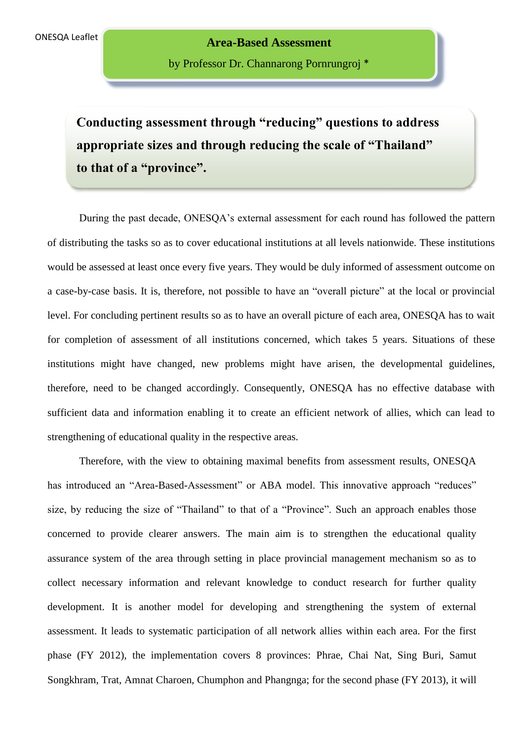ONESQA Leaflet

# Area-Based Assessment

by Professor Dr. Channarong Pornrungroj *

**Conducting assessment through "reducing" questions to address appropriate sizes and through reducing the scale of "Thailand" to that of a "province".**

During the past decade, ONESQA's external assessment for each round has followed the pattern of distributing the tasks so as to cover educational institutions at all levels nationwide. These institutions would be assessed at least once every five years. They would be duly informed of assessment outcome on a case-by-case basis. It is, therefore, not possible to have an "overall picture" at the local or provincial level. For concluding pertinent results so as to have an overall picture of each area, ONESQA has to wait for completion of assessment of all institutions concerned, which takes 5 years. Situations of these institutions might have changed, new problems might have arisen, the developmental guidelines, therefore, need to be changed accordingly. Consequently, ONESQA has no effective database with sufficient data and information enabling it to create an efficient network of allies, which can lead to strengthening of educational quality in the respective areas.

Therefore, with the view to obtaining maximal benefits from assessment results, ONESQA has introduced an "Area-Based-Assessment" or ABA model. This innovative approach "reduces" size, by reducing the size of "Thailand" to that of a "Province". Such an approach enables those concerned to provide clearer answers. The main aim is to strengthen the educational quality assurance system of the area through setting in place provincial management mechanism so as to collect necessary information and relevant knowledge to conduct research for further quality development. It is another model for developing and strengthening the system of external assessment. It leads to systematic participation of all network allies within each area. For the first phase (FY 2012), the implementation covers 8 provinces: Phrae, Chai Nat, Sing Buri, Samut Songkhram, Trat, Amnat Charoen, Chumphon and Phangnga; for the second phase (FY 2013), it will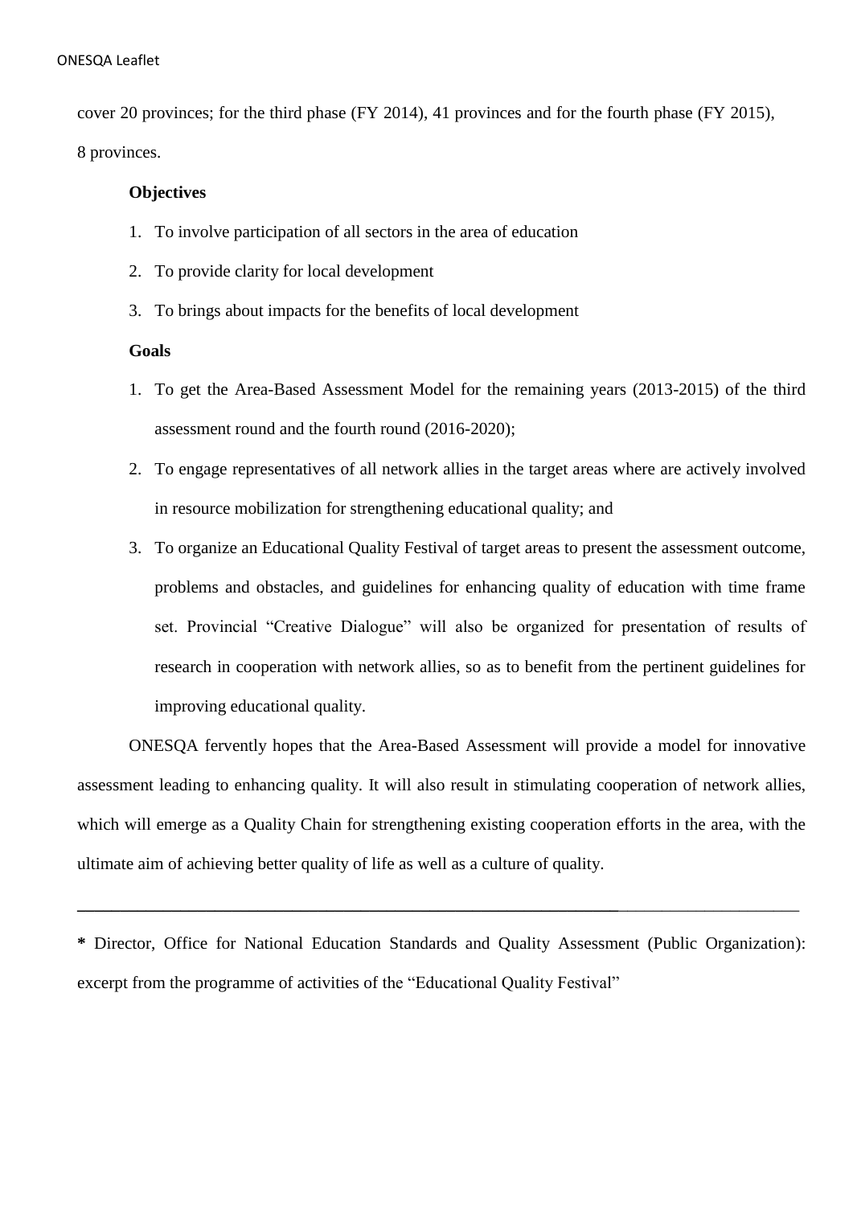cover 20 provinces; for the third phase (FY 2014), 41 provinces and for the fourth phase (FY 2015), 8 provinces.

**Objectives**

1. To involve participation of all sectors in the area of education
2. To provide clarity for local development
3. To brings about impacts for the benefits of local development

**Goals**

1. To get the Area-Based Assessment Model for the remaining years (2013-2015) of the third assessment round and the fourth round (2016-2020);
2. To engage representatives of all network allies in the target areas where are actively involved in resource mobilization for strengthening educational quality; and
3. To organize an Educational Quality Festival of target areas to present the assessment outcome, problems and obstacles, and guidelines for enhancing quality of education with time frame set. Provincial "Creative Dialogue" will also be organized for presentation of results of research in cooperation with network allies, so as to benefit from the pertinent guidelines for improving educational quality.

ONESQA fervently hopes that the Area-Based Assessment will provide a model for innovative assessment leading to enhancing quality. It will also result in stimulating cooperation of network allies, which will emerge as a Quality Chain for strengthening existing cooperation efforts in the area, with the ultimate aim of achieving better quality of life as well as a culture of quality.

---

**\*** Director, Office for National Education Standards and Quality Assessment (Public Organization): excerpt from the programme of activities of the "Educational Quality Festival"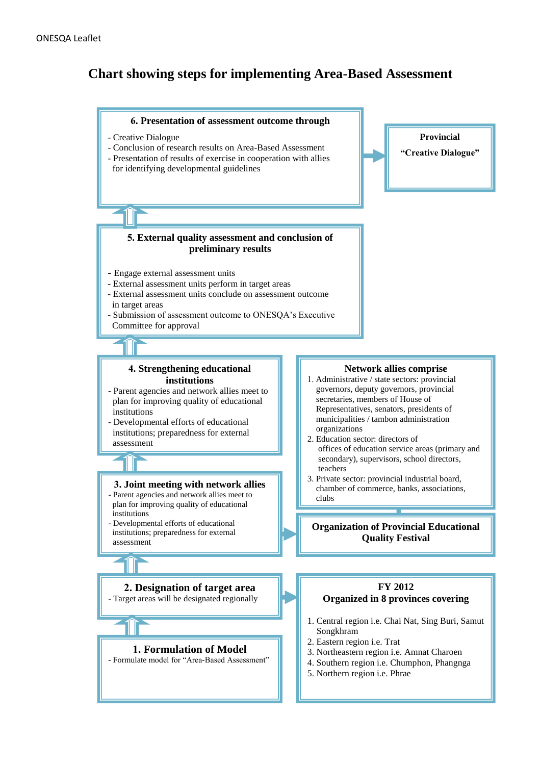## Chart showing steps for implementing Area-Based Assessment

**6. Presentation of assessment outcome through**

- Creative Dialogue
- Conclusion of research results on Area-Based Assessment
- Presentation of results of exercise in cooperation with allies for identifying developmental guidelines

**Provincial "Creative Dialogue"**

**5. External quality assessment and conclusion of preliminary results**

- Engage external assessment units
- External assessment units perform in target areas
- External assessment units conclude on assessment outcome in target areas
- Submission of assessment outcome to ONESQA's Executive Committee for approval

**4. Strengthening educational institutions**

- Parent agencies and network allies meet to plan for improving quality of educational institutions
- Developmental efforts of educational institutions; preparedness for external assessment

**Network allies comprise**

1. Administrative / state sectors: provincial governors, deputy governors, provincial secretaries, members of House of Representatives, senators, presidents of municipalities / tambon administration organizations
2. Education sector: directors of offices of education service areas (primary and secondary), supervisors, school directors, teachers
3. Private sector: provincial industrial board, chamber of commerce, banks, associations, clubs

**3. Joint meeting with network allies**

- Parent agencies and network allies meet to plan for improving quality of educational institutions
- Developmental efforts of educational institutions; preparedness for external assessment

**Organization of Provincial Educational Quality Festival**

**2. Designation of target area**

- Target areas will be designated regionally

**FY 2012**
**Organized in 8 provinces covering**

1. Central region i.e. Chai Nat, Sing Buri, Samut Songkhram
2. Eastern region i.e. Trat
3. Northeastern region i.e. Amnat Charoen
4. Southern region i.e. Chumphon, Phangnga
5. Northern region i.e. Phrae

**1. Formulation of Model**

- Formulate model for "Area-Based Assessment"